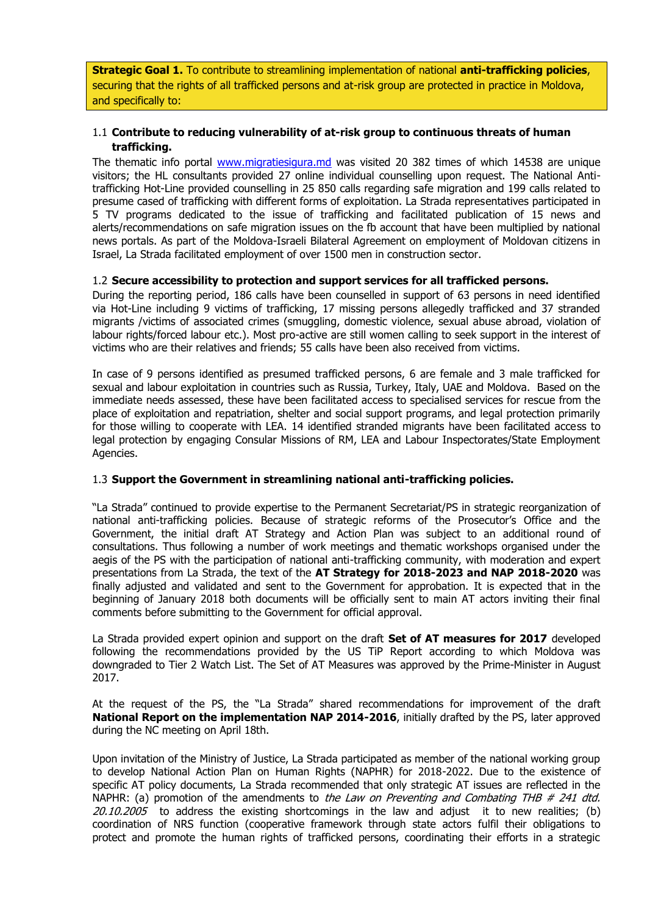**Strategic Goal 1.** To contribute to streamlining implementation of national **anti-trafficking policies**, securing that the rights of all trafficked persons and at-risk group are protected in practice in Moldova, and specifically to:

1.1 **Contribute to reducing vulnerability of at-risk group to continuous threats of human trafficking.**

The thematic info portal www.migratiesigura.md was visited 20 382 times of which 14538 are unique visitors; the HL consultants provided 27 online individual counselling upon request. The National Anti-trafficking Hot-Line provided counselling in 25 850 calls regarding safe migration and 199 calls related to presume cased of trafficking with different forms of exploitation. La Strada representatives participated in 5 TV programs dedicated to the issue of trafficking and facilitated publication of 15 news and alerts/recommendations on safe migration issues on the fb account that have been multiplied by national news portals. As part of the Moldova-Israeli Bilateral Agreement on employment of Moldovan citizens in Israel, La Strada facilitated employment of over 1500 men in construction sector.

1.2 **Secure accessibility to protection and support services for all trafficked persons.**

During the reporting period, 186 calls have been counselled in support of 63 persons in need identified via Hot-Line including 9 victims of trafficking, 17 missing persons allegedly trafficked and 37 stranded migrants /victims of associated crimes (smuggling, domestic violence, sexual abuse abroad, violation of labour rights/forced labour etc.). Most pro-active are still women calling to seek support in the interest of victims who are their relatives and friends; 55 calls have been also received from victims.

In case of 9 persons identified as presumed trafficked persons, 6 are female and 3 male trafficked for sexual and labour exploitation in countries such as Russia, Turkey, Italy, UAE and Moldova. Based on the immediate needs assessed, these have been facilitated access to specialised services for rescue from the place of exploitation and repatriation, shelter and social support programs, and legal protection primarily for those willing to cooperate with LEA. 14 identified stranded migrants have been facilitated access to legal protection by engaging Consular Missions of RM, LEA and Labour Inspectorates/State Employment Agencies.

1.3 **Support the Government in streamlining national anti-trafficking policies.**

"La Strada" continued to provide expertise to the Permanent Secretariat/PS in strategic reorganization of national anti-trafficking policies. Because of strategic reforms of the Prosecutor's Office and the Government, the initial draft AT Strategy and Action Plan was subject to an additional round of consultations. Thus following a number of work meetings and thematic workshops organised under the aegis of the PS with the participation of national anti-trafficking community, with moderation and expert presentations from La Strada, the text of the **AT Strategy for 2018-2023 and NAP 2018-2020** was finally adjusted and validated and sent to the Government for approbation. It is expected that in the beginning of January 2018 both documents will be officially sent to main AT actors inviting their final comments before submitting to the Government for official approval.

La Strada provided expert opinion and support on the draft **Set of AT measures for 2017** developed following the recommendations provided by the US TiP Report according to which Moldova was downgraded to Tier 2 Watch List. The Set of AT Measures was approved by the Prime-Minister in August 2017.

At the request of the PS, the "La Strada" shared recommendations for improvement of the draft **National Report on the implementation NAP 2014-2016**, initially drafted by the PS, later approved during the NC meeting on April 18th.

Upon invitation of the Ministry of Justice, La Strada participated as member of the national working group to develop National Action Plan on Human Rights (NAPHR) for 2018-2022. Due to the existence of specific AT policy documents, La Strada recommended that only strategic AT issues are reflected in the NAPHR: (a) promotion of the amendments to *the Law on Preventing and Combating THB # 241 dtd. 20.10.2005* to address the existing shortcomings in the law and adjust it to new realities; (b) coordination of NRS function (cooperative framework through state actors fulfil their obligations to protect and promote the human rights of trafficked persons, coordinating their efforts in a strategic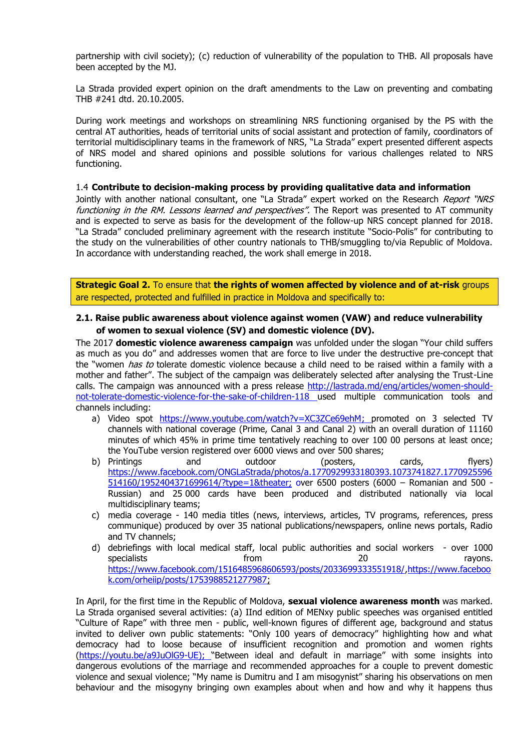partnership with civil society); (c) reduction of vulnerability of the population to THB. All proposals have been accepted by the MJ.

La Strada provided expert opinion on the draft amendments to the Law on preventing and combating THB #241 dtd. 20.10.2005.

During work meetings and workshops on streamlining NRS functioning organised by the PS with the central AT authorities, heads of territorial units of social assistant and protection of family, coordinators of territorial multidisciplinary teams in the framework of NRS, "La Strada" expert presented different aspects of NRS model and shared opinions and possible solutions for various challenges related to NRS functioning.

1.4 **Contribute to decision-making process by providing qualitative data and information**

Jointly with another national consultant, one "La Strada" expert worked on the Research *Report "NRS functioning in the RM. Lessons learned and perspectives".* The Report was presented to AT community and is expected to serve as basis for the development of the follow-up NRS concept planned for 2018. "La Strada" concluded preliminary agreement with the research institute "Socio-Polis" for contributing to the study on the vulnerabilities of other country nationals to THB/smuggling to/via Republic of Moldova. In accordance with understanding reached, the work shall emerge in 2018.

**Strategic Goal 2.** To ensure that **the rights of women affected by violence and of at-risk** groups are respected, protected and fulfilled in practice in Moldova and specifically to:

**2.1. Raise public awareness about violence against women (VAW) and reduce vulnerability of women to sexual violence (SV) and domestic violence (DV).**

The 2017 **domestic violence awareness campaign** was unfolded under the slogan "Your child suffers as much as you do" and addresses women that are force to live under the destructive pre-concept that the "women *has to* tolerate domestic violence because a child need to be raised within a family with a mother and father". The subject of the campaign was deliberately selected after analysing the Trust-Line calls. The campaign was announced with a press release http://lastrada.md/eng/articles/women-should-not-tolerate-domestic-violence-for-the-sake-of-children-118 used multiple communication tools and channels including:

a) Video spot https://www.youtube.com/watch?v=XC3ZCe69ehM; promoted on 3 selected TV channels with national coverage (Prime, Canal 3 and Canal 2) with an overall duration of 11160 minutes of which 45% in prime time tentatively reaching to over 100 00 persons at least once; the YouTube version registered over 6000 views and over 500 shares;
b) Printings and outdoor (posters, cards, flyers) https://www.facebook.com/ONGLaStrada/photos/a.1770929933180393.1073741827.1770925596514160/1952404371699614/?type=1&theater; over 6500 posters (6000 – Romanian and 500 - Russian) and 25 000 cards have been produced and distributed nationally via local multidisciplinary teams;
c) media coverage - 140 media titles (news, interviews, articles, TV programs, references, press communique) produced by over 35 national publications/newspapers, online news portals, Radio and TV channels;
d) debriefings with local medical staff, local public authorities and social workers - over 1000 specialists from 20 rayons. https://www.facebook.com/1516485968606593/posts/2033699333551918/,https://www.facebook.com/orheiip/posts/1753988521277987;

In April, for the first time in the Republic of Moldova, **sexual violence awareness month** was marked. La Strada organised several activities: (a) IInd edition of MENxy public speeches was organised entitled "Culture of Rape" with three men - public, well-known figures of different age, background and status invited to deliver own public statements: "Only 100 years of democracy" highlighting how and what democracy had to loose because of insufficient recognition and promotion and women rights (https://youtu.be/a9JuOlG9-UE); "Between ideal and default in marriage" with some insights into dangerous evolutions of the marriage and recommended approaches for a couple to prevent domestic violence and sexual violence; "My name is Dumitru and I am misogynist" sharing his observations on men behaviour and the misogyny bringing own examples about when and how and why it happens thus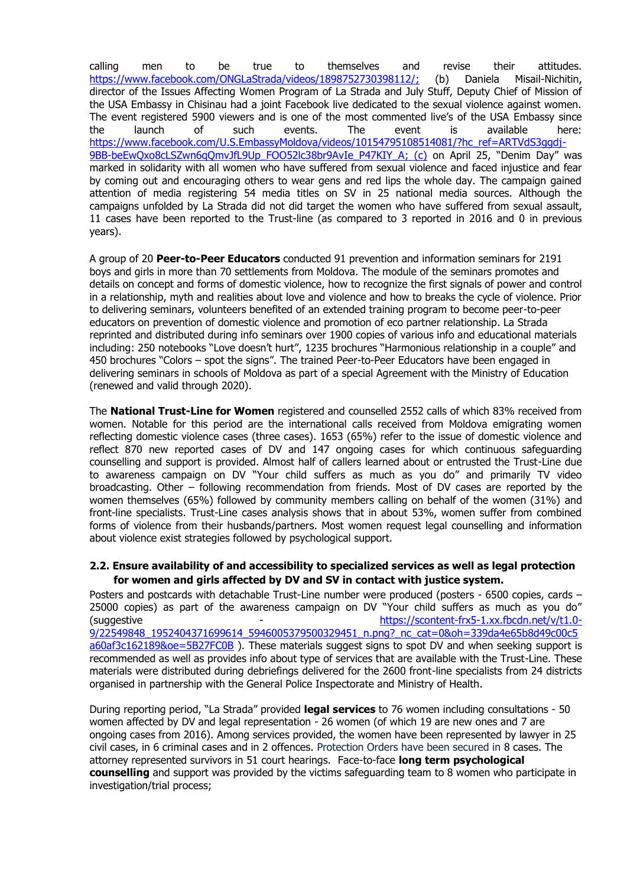calling men to be true to themselves and revise their attitudes. https://www.facebook.com/ONGLaStrada/videos/1898752730398112/; (b) Daniela Misail-Nichitin, director of the Issues Affecting Women Program of La Strada and July Stuff, Deputy Chief of Mission of the USA Embassy in Chisinau had a joint Facebook live dedicated to the sexual violence against women. The event registered 5900 viewers and is one of the most commented live's of the USA Embassy since the launch of such events. The event is available here: https://www.facebook.com/U.S.EmbassyMoldova/videos/10154795108514081/?hc_ref=ARTVdS3ggdj-9BB-beEwQxo8cLSZwn6qQmvJfL9Up_FOO52lc38br9AvIe_P47KIY_A; (c) on April 25, "Denim Day" was marked in solidarity with all women who have suffered from sexual violence and faced injustice and fear by coming out and encouraging others to wear gens and red lips the whole day. The campaign gained attention of media registering 54 media titles on SV in 25 national media sources. Although the campaigns unfolded by La Strada did not did target the women who have suffered from sexual assault, 11 cases have been reported to the Trust-line (as compared to 3 reported in 2016 and 0 in previous years).

A group of 20 **Peer-to-Peer Educators** conducted 91 prevention and information seminars for 2191 boys and girls in more than 70 settlements from Moldova. The module of the seminars promotes and details on concept and forms of domestic violence, how to recognize the first signals of power and control in a relationship, myth and realities about love and violence and how to breaks the cycle of violence. Prior to delivering seminars, volunteers benefited of an extended training program to become peer-to-peer educators on prevention of domestic violence and promotion of eco partner relationship. La Strada reprinted and distributed during info seminars over 1900 copies of various info and educational materials including: 250 notebooks "Love doesn't hurt", 1235 brochures "Harmonious relationship in a couple" and 450 brochures "Colors – spot the signs". The trained Peer-to-Peer Educators have been engaged in delivering seminars in schools of Moldova as part of a special Agreement with the Ministry of Education (renewed and valid through 2020).

The **National Trust-Line for Women** registered and counselled 2552 calls of which 83% received from women. Notable for this period are the international calls received from Moldova emigrating women reflecting domestic violence cases (three cases). 1653 (65%) refer to the issue of domestic violence and reflect 870 new reported cases of DV and 147 ongoing cases for which continuous safeguarding counselling and support is provided. Almost half of callers learned about or entrusted the Trust-Line due to awareness campaign on DV "Your child suffers as much as you do" and primarily TV video broadcasting. Other – following recommendation from friends. Most of DV cases are reported by the women themselves (65%) followed by community members calling on behalf of the women (31%) and front-line specialists. Trust-Line cases analysis shows that in about 53%, women suffer from combined forms of violence from their husbands/partners. Most women request legal counselling and information about violence exist strategies followed by psychological support.

### 2.2. Ensure availability of and accessibility to specialized services as well as legal protection for women and girls affected by DV and SV in contact with justice system.

Posters and postcards with detachable Trust-Line number were produced (posters - 6500 copies, cards – 25000 copies) as part of the awareness campaign on DV "Your child suffers as much as you do" (suggestive - https://scontent-frx5-1.xx.fbcdn.net/v/t1.0-9/22549848_1952404371699614_5946005379500329451_n.png?_nc_cat=0&oh=339da4e65b8d49c00c5a60af3c162189&oe=5B27FC0B ). These materials suggest signs to spot DV and when seeking support is recommended as well as provides info about type of services that are available with the Trust-Line. These materials were distributed during debriefings delivered for the 2600 front-line specialists from 24 districts organised in partnership with the General Police Inspectorate and Ministry of Health.

During reporting period, "La Strada" provided **legal services** to 76 women including consultations - 50 women affected by DV and legal representation - 26 women (of which 19 are new ones and 7 are ongoing cases from 2016). Among services provided, the women have been represented by lawyer in 25 civil cases, in 6 criminal cases and in 2 offences. Protection Orders have been secured in 8 cases. The attorney represented survivors in 51 court hearings. Face-to-face **long term psychological counselling** and support was provided by the victims safeguarding team to 8 women who participate in investigation/trial process;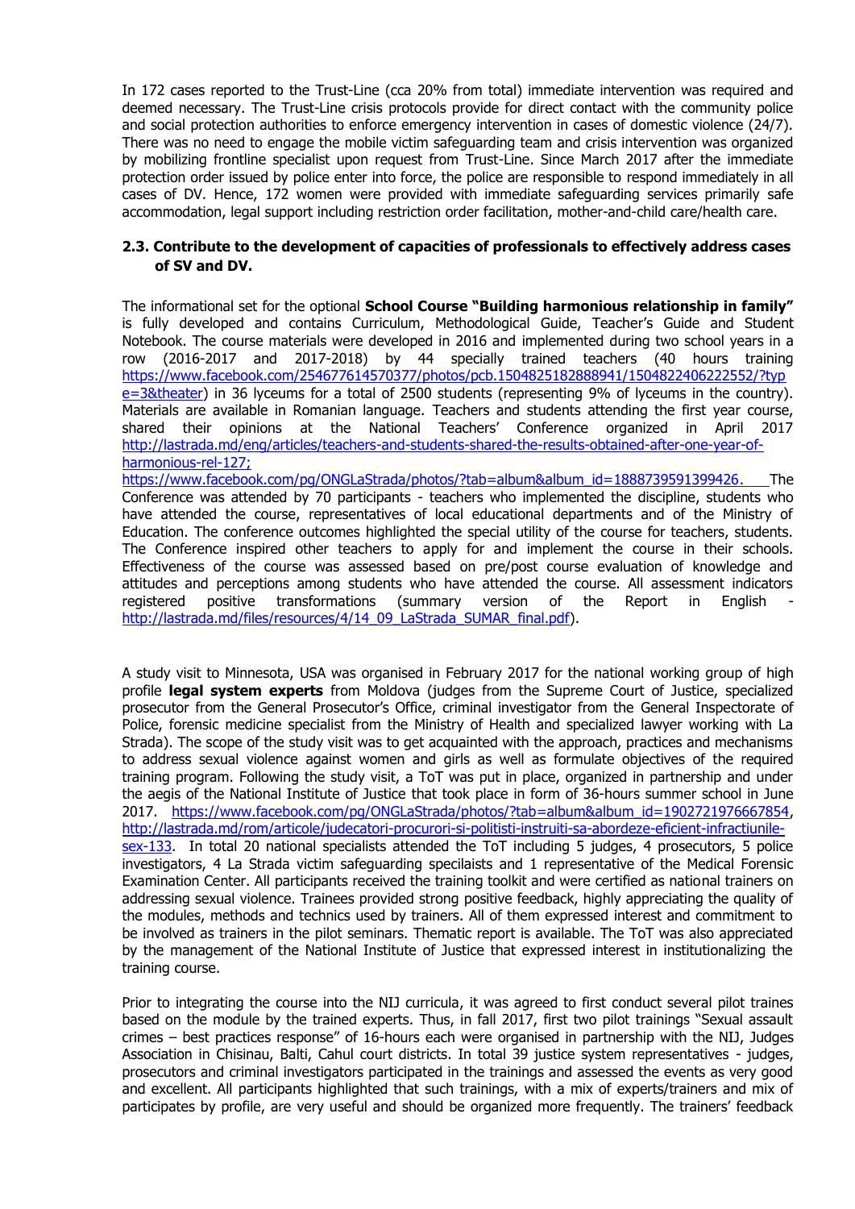In 172 cases reported to the Trust-Line (cca 20% from total) immediate intervention was required and deemed necessary. The Trust-Line crisis protocols provide for direct contact with the community police and social protection authorities to enforce emergency intervention in cases of domestic violence (24/7). There was no need to engage the mobile victim safeguarding team and crisis intervention was organized by mobilizing frontline specialist upon request from Trust-Line. Since March 2017 after the immediate protection order issued by police enter into force, the police are responsible to respond immediately in all cases of DV. Hence, 172 women were provided with immediate safeguarding services primarily safe accommodation, legal support including restriction order facilitation, mother-and-child care/health care.

### 2.3. Contribute to the development of capacities of professionals to effectively address cases of SV and DV.

The informational set for the optional **School Course "Building harmonious relationship in family"** is fully developed and contains Curriculum, Methodological Guide, Teacher's Guide and Student Notebook. The course materials were developed in 2016 and implemented during two school years in a row (2016-2017 and 2017-2018) by 44 specially trained teachers (40 hours training https://www.facebook.com/254677614570377/photos/pcb.1504825182888941/1504822406222552/?type=3&theater) in 36 lyceums for a total of 2500 students (representing 9% of lyceums in the country). Materials are available in Romanian language. Teachers and students attending the first year course, shared their opinions at the National Teachers' Conference organized in April 2017 http://lastrada.md/eng/articles/teachers-and-students-shared-the-results-obtained-after-one-year-of-harmonious-rel-127; https://www.facebook.com/pg/ONGLaStrada/photos/?tab=album&album_id=1888739591399426. The Conference was attended by 70 participants - teachers who implemented the discipline, students who have attended the course, representatives of local educational departments and of the Ministry of Education. The conference outcomes highlighted the special utility of the course for teachers, students. The Conference inspired other teachers to apply for and implement the course in their schools. Effectiveness of the course was assessed based on pre/post course evaluation of knowledge and attitudes and perceptions among students who have attended the course. All assessment indicators registered positive transformations (summary version of the Report in English - http://lastrada.md/files/resources/4/14_09_LaStrada_SUMAR_final.pdf).

A study visit to Minnesota, USA was organised in February 2017 for the national working group of high profile **legal system experts** from Moldova (judges from the Supreme Court of Justice, specialized prosecutor from the General Prosecutor's Office, criminal investigator from the General Inspectorate of Police, forensic medicine specialist from the Ministry of Health and specialized lawyer working with La Strada). The scope of the study visit was to get acquainted with the approach, practices and mechanisms to address sexual violence against women and girls as well as formulate objectives of the required training program. Following the study visit, a ToT was put in place, organized in partnership and under the aegis of the National Institute of Justice that took place in form of 36-hours summer school in June 2017. https://www.facebook.com/pg/ONGLaStrada/photos/?tab=album&album_id=1902721976667854, http://lastrada.md/rom/articole/judecatori-procurori-si-politisti-instruiti-sa-abordeze-eficient-infractiunile-sex-133. In total 20 national specialists attended the ToT including 5 judges, 4 prosecutors, 5 police investigators, 4 La Strada victim safeguarding specilaists and 1 representative of the Medical Forensic Examination Center. All participants received the training toolkit and were certified as national trainers on addressing sexual violence. Trainees provided strong positive feedback, highly appreciating the quality of the modules, methods and technics used by trainers. All of them expressed interest and commitment to be involved as trainers in the pilot seminars. Thematic report is available. The ToT was also appreciated by the management of the National Institute of Justice that expressed interest in institutionalizing the training course.

Prior to integrating the course into the NIJ curricula, it was agreed to first conduct several pilot traines based on the module by the trained experts. Thus, in fall 2017, first two pilot trainings "Sexual assault crimes – best practices response" of 16-hours each were organised in partnership with the NIJ, Judges Association in Chisinau, Balti, Cahul court districts. In total 39 justice system representatives - judges, prosecutors and criminal investigators participated in the trainings and assessed the events as very good and excellent. All participants highlighted that such trainings, with a mix of experts/trainers and mix of participates by profile, are very useful and should be organized more frequently. The trainers' feedback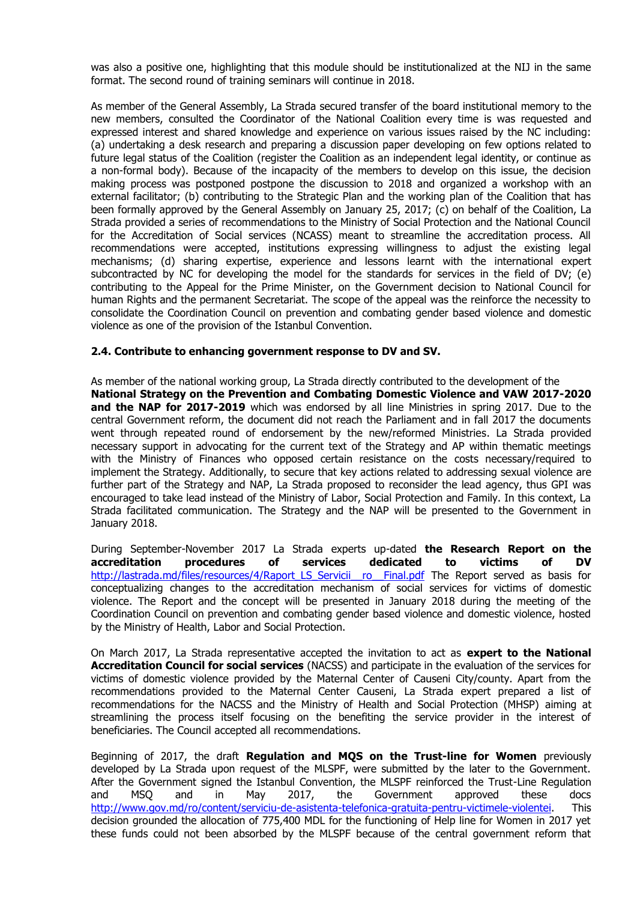was also a positive one, highlighting that this module should be institutionalized at the NIJ in the same format. The second round of training seminars will continue in 2018.

As member of the General Assembly, La Strada secured transfer of the board institutional memory to the new members, consulted the Coordinator of the National Coalition every time is was requested and expressed interest and shared knowledge and experience on various issues raised by the NC including: (a) undertaking a desk research and preparing a discussion paper developing on few options related to future legal status of the Coalition (register the Coalition as an independent legal identity, or continue as a non-formal body). Because of the incapacity of the members to develop on this issue, the decision making process was postponed postpone the discussion to 2018 and organized a workshop with an external facilitator; (b) contributing to the Strategic Plan and the working plan of the Coalition that has been formally approved by the General Assembly on January 25, 2017; (c) on behalf of the Coalition, La Strada provided a series of recommendations to the Ministry of Social Protection and the National Council for the Accreditation of Social services (NCASS) meant to streamline the accreditation process. All recommendations were accepted, institutions expressing willingness to adjust the existing legal mechanisms; (d) sharing expertise, experience and lessons learnt with the international expert subcontracted by NC for developing the model for the standards for services in the field of DV; (e) contributing to the Appeal for the Prime Minister, on the Government decision to National Council for human Rights and the permanent Secretariat. The scope of the appeal was the reinforce the necessity to consolidate the Coordination Council on prevention and combating gender based violence and domestic violence as one of the provision of the Istanbul Convention.

### 2.4. Contribute to enhancing government response to DV and SV.

As member of the national working group, La Strada directly contributed to the development of the **National Strategy on the Prevention and Combating Domestic Violence and VAW 2017-2020 and the NAP for 2017-2019** which was endorsed by all line Ministries in spring 2017. Due to the central Government reform, the document did not reach the Parliament and in fall 2017 the documents went through repeated round of endorsement by the new/reformed Ministries. La Strada provided necessary support in advocating for the current text of the Strategy and AP within thematic meetings with the Ministry of Finances who opposed certain resistance on the costs necessary/required to implement the Strategy. Additionally, to secure that key actions related to addressing sexual violence are further part of the Strategy and NAP, La Strada proposed to reconsider the lead agency, thus GPI was encouraged to take lead instead of the Ministry of Labor, Social Protection and Family. In this context, La Strada facilitated communication. The Strategy and the NAP will be presented to the Government in January 2018.

During September-November 2017 La Strada experts up-dated **the Research Report on the accreditation procedures of services dedicated to victims of DV** http://lastrada.md/files/resources/4/Raport_LS_Servicii__ro__Final.pdf The Report served as basis for conceptualizing changes to the accreditation mechanism of social services for victims of domestic violence. The Report and the concept will be presented in January 2018 during the meeting of the Coordination Council on prevention and combating gender based violence and domestic violence, hosted by the Ministry of Health, Labor and Social Protection.

On March 2017, La Strada representative accepted the invitation to act as **expert to the National Accreditation Council for social services** (NACSS) and participate in the evaluation of the services for victims of domestic violence provided by the Maternal Center of Causeni City/county. Apart from the recommendations provided to the Maternal Center Causeni, La Strada expert prepared a list of recommendations for the NACSS and the Ministry of Health and Social Protection (MHSP) aiming at streamlining the process itself focusing on the benefiting the service provider in the interest of beneficiaries. The Council accepted all recommendations.

Beginning of 2017, the draft **Regulation and MQS on the Trust-line for Women** previously developed by La Strada upon request of the MLSPF, were submitted by the later to the Government. After the Government signed the Istanbul Convention, the MLSPF reinforced the Trust-Line Regulation and MSQ and in May 2017, the Government approved these docs http://www.gov.md/ro/content/serviciu-de-asistenta-telefonica-gratuita-pentru-victimele-violentei. This decision grounded the allocation of 775,400 MDL for the functioning of Help line for Women in 2017 yet these funds could not been absorbed by the MLSPF because of the central government reform that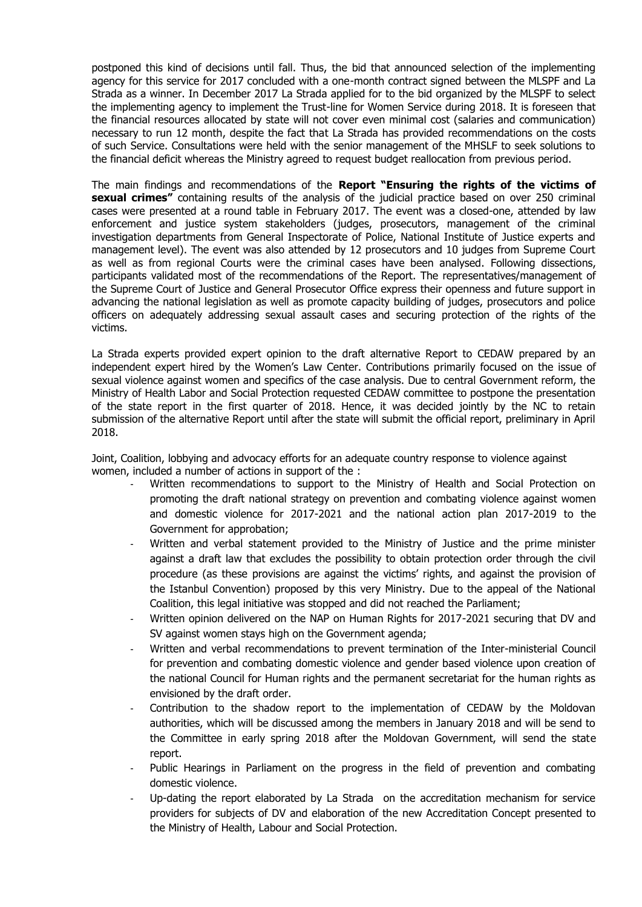postponed this kind of decisions until fall. Thus, the bid that announced selection of the implementing agency for this service for 2017 concluded with a one-month contract signed between the MLSPF and La Strada as a winner. In December 2017 La Strada applied for to the bid organized by the MLSPF to select the implementing agency to implement the Trust-line for Women Service during 2018. It is foreseen that the financial resources allocated by state will not cover even minimal cost (salaries and communication) necessary to run 12 month, despite the fact that La Strada has provided recommendations on the costs of such Service. Consultations were held with the senior management of the MHSLF to seek solutions to the financial deficit whereas the Ministry agreed to request budget reallocation from previous period.

The main findings and recommendations of the **Report "Ensuring the rights of the victims of sexual crimes"** containing results of the analysis of the judicial practice based on over 250 criminal cases were presented at a round table in February 2017. The event was a closed-one, attended by law enforcement and justice system stakeholders (judges, prosecutors, management of the criminal investigation departments from General Inspectorate of Police, National Institute of Justice experts and management level). The event was also attended by 12 prosecutors and 10 judges from Supreme Court as well as from regional Courts were the criminal cases have been analysed. Following dissections, participants validated most of the recommendations of the Report. The representatives/management of the Supreme Court of Justice and General Prosecutor Office express their openness and future support in advancing the national legislation as well as promote capacity building of judges, prosecutors and police officers on adequately addressing sexual assault cases and securing protection of the rights of the victims.

La Strada experts provided expert opinion to the draft alternative Report to CEDAW prepared by an independent expert hired by the Women's Law Center. Contributions primarily focused on the issue of sexual violence against women and specifics of the case analysis. Due to central Government reform, the Ministry of Health Labor and Social Protection requested CEDAW committee to postpone the presentation of the state report in the first quarter of 2018. Hence, it was decided jointly by the NC to retain submission of the alternative Report until after the state will submit the official report, preliminary in April 2018.

Joint, Coalition, lobbying and advocacy efforts for an adequate country response to violence against women, included a number of actions in support of the :

- Written recommendations to support to the Ministry of Health and Social Protection on promoting the draft national strategy on prevention and combating violence against women and domestic violence for 2017-2021 and the national action plan 2017-2019 to the Government for approbation;
- Written and verbal statement provided to the Ministry of Justice and the prime minister against a draft law that excludes the possibility to obtain protection order through the civil procedure (as these provisions are against the victims' rights, and against the provision of the Istanbul Convention) proposed by this very Ministry. Due to the appeal of the National Coalition, this legal initiative was stopped and did not reached the Parliament;
- Written opinion delivered on the NAP on Human Rights for 2017-2021 securing that DV and SV against women stays high on the Government agenda;
- Written and verbal recommendations to prevent termination of the Inter-ministerial Council for prevention and combating domestic violence and gender based violence upon creation of the national Council for Human rights and the permanent secretariat for the human rights as envisioned by the draft order.
- Contribution to the shadow report to the implementation of CEDAW by the Moldovan authorities, which will be discussed among the members in January 2018 and will be send to the Committee in early spring 2018 after the Moldovan Government, will send the state report.
- Public Hearings in Parliament on the progress in the field of prevention and combating domestic violence.
- Up-dating the report elaborated by La Strada on the accreditation mechanism for service providers for subjects of DV and elaboration of the new Accreditation Concept presented to the Ministry of Health, Labour and Social Protection.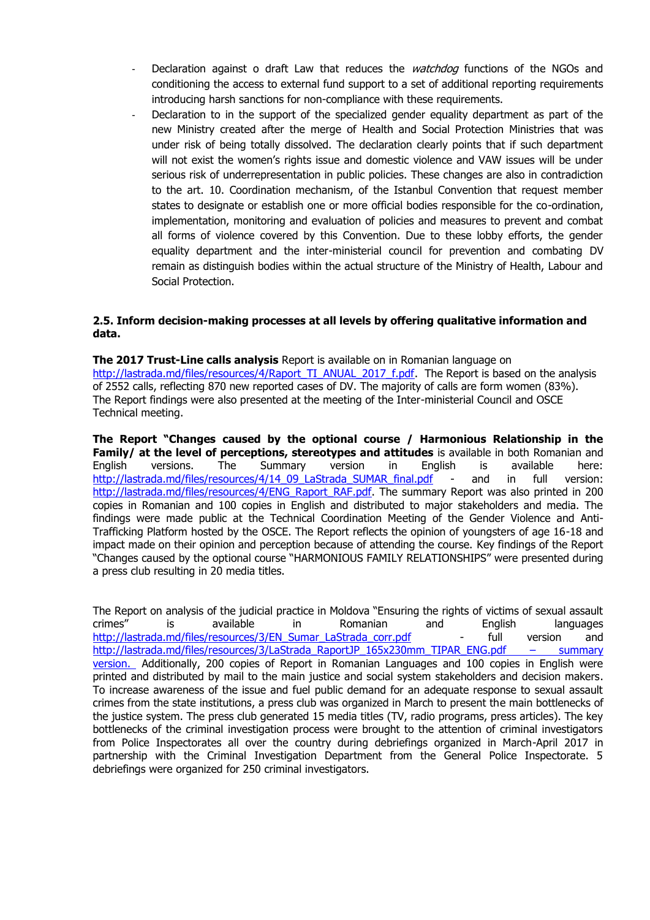- Declaration against o draft Law that reduces the *watchdog* functions of the NGOs and conditioning the access to external fund support to a set of additional reporting requirements introducing harsh sanctions for non-compliance with these requirements.
- Declaration to in the support of the specialized gender equality department as part of the new Ministry created after the merge of Health and Social Protection Ministries that was under risk of being totally dissolved. The declaration clearly points that if such department will not exist the women's rights issue and domestic violence and VAW issues will be under serious risk of underrepresentation in public policies. These changes are also in contradiction to the art. 10. Coordination mechanism, of the Istanbul Convention that request member states to designate or establish one or more official bodies responsible for the co-ordination, implementation, monitoring and evaluation of policies and measures to prevent and combat all forms of violence covered by this Convention. Due to these lobby efforts, the gender equality department and the inter-ministerial council for prevention and combating DV remain as distinguish bodies within the actual structure of the Ministry of Health, Labour and Social Protection.

**2.5. Inform decision-making processes at all levels by offering qualitative information and data.**

**The 2017 Trust-Line calls analysis** Report is available on in Romanian language on http://lastrada.md/files/resources/4/Raport_TI_ANUAL_2017_f.pdf. The Report is based on the analysis of 2552 calls, reflecting 870 new reported cases of DV. The majority of calls are form women (83%). The Report findings were also presented at the meeting of the Inter-ministerial Council and OSCE Technical meeting.

**The Report "Changes caused by the optional course / Harmonious Relationship in the Family/ at the level of perceptions, stereotypes and attitudes** is available in both Romanian and English versions. The Summary version in English is available here: http://lastrada.md/files/resources/4/14_09_LaStrada_SUMAR_final.pdf - and in full version: http://lastrada.md/files/resources/4/ENG_Raport_RAF.pdf. The summary Report was also printed in 200 copies in Romanian and 100 copies in English and distributed to major stakeholders and media. The findings were made public at the Technical Coordination Meeting of the Gender Violence and Anti-Trafficking Platform hosted by the OSCE. The Report reflects the opinion of youngsters of age 16-18 and impact made on their opinion and perception because of attending the course. Key findings of the Report "Changes caused by the optional course "HARMONIOUS FAMILY RELATIONSHIPS" were presented during a press club resulting in 20 media titles.

The Report on analysis of the judicial practice in Moldova "Ensuring the rights of victims of sexual assault crimes" is available in Romanian and English languages http://lastrada.md/files/resources/3/EN_Sumar_LaStrada_corr.pdf - full version and http://lastrada.md/files/resources/3/LaStrada_RaportJP_165x230mm_TIPAR_ENG.pdf – summary version. Additionally, 200 copies of Report in Romanian Languages and 100 copies in English were printed and distributed by mail to the main justice and social system stakeholders and decision makers. To increase awareness of the issue and fuel public demand for an adequate response to sexual assault crimes from the state institutions, a press club was organized in March to present the main bottlenecks of the justice system. The press club generated 15 media titles (TV, radio programs, press articles). The key bottlenecks of the criminal investigation process were brought to the attention of criminal investigators from Police Inspectorates all over the country during debriefings organized in March-April 2017 in partnership with the Criminal Investigation Department from the General Police Inspectorate. 5 debriefings were organized for 250 criminal investigators.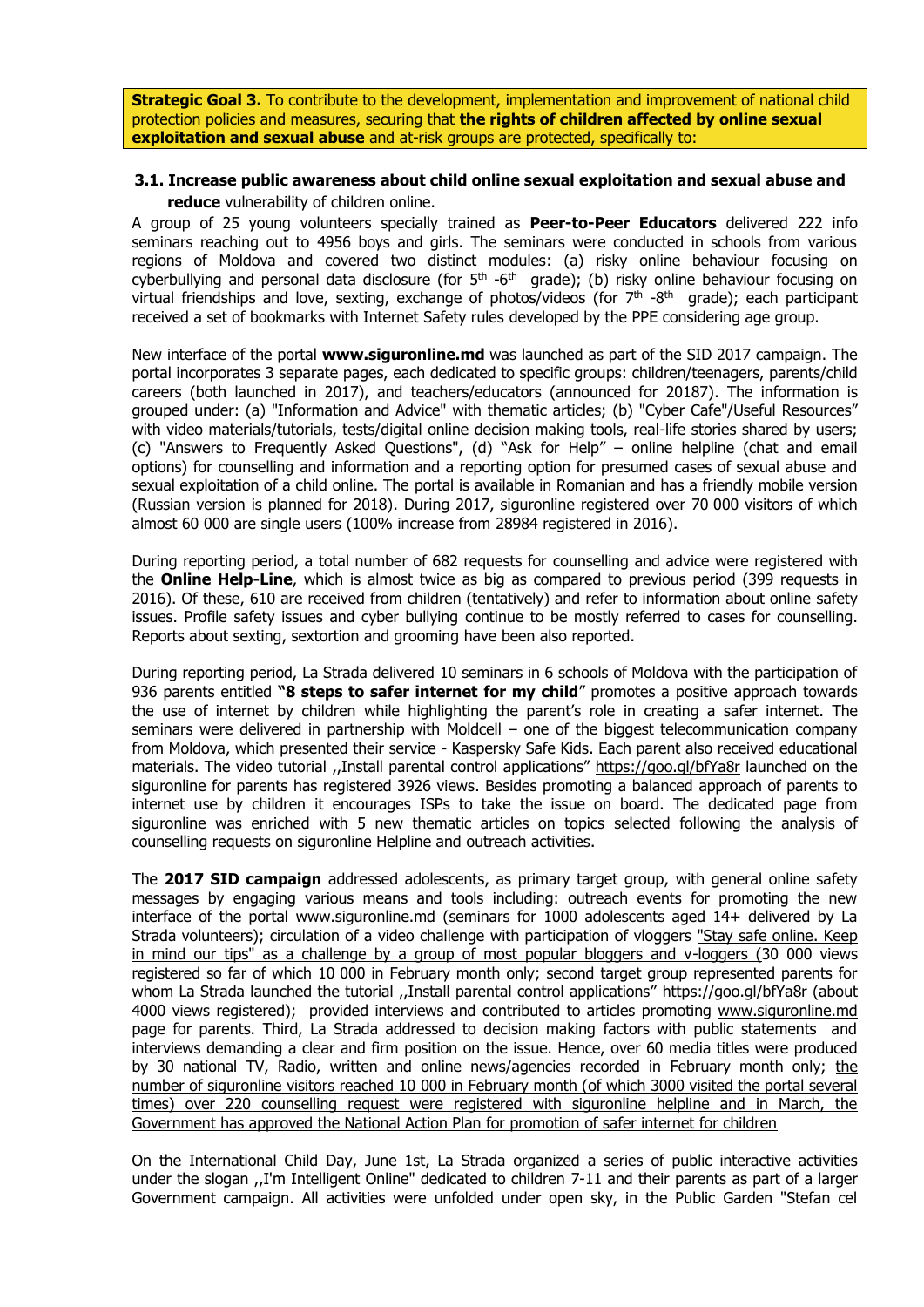**Strategic Goal 3.** To contribute to the development, implementation and improvement of national child protection policies and measures, securing that **the rights of children affected by online sexual exploitation and sexual abuse** and at-risk groups are protected, specifically to:

### 3.1. Increase public awareness about child online sexual exploitation and sexual abuse and reduce vulnerability of children online.

A group of 25 young volunteers specially trained as **Peer-to-Peer Educators** delivered 222 info seminars reaching out to 4956 boys and girls. The seminars were conducted in schools from various regions of Moldova and covered two distinct modules: (a) risky online behaviour focusing on cyberbullying and personal data disclosure (for 5th -6th grade); (b) risky online behaviour focusing on virtual friendships and love, sexting, exchange of photos/videos (for 7th -8th grade); each participant received a set of bookmarks with Internet Safety rules developed by the PPE considering age group.

New interface of the portal **www.siguronline.md** was launched as part of the SID 2017 campaign. The portal incorporates 3 separate pages, each dedicated to specific groups: children/teenagers, parents/child careers (both launched in 2017), and teachers/educators (announced for 20187). The information is grouped under: (a) "Information and Advice" with thematic articles; (b) "Cyber Cafe"/Useful Resources" with video materials/tutorials, tests/digital online decision making tools, real-life stories shared by users; (c) "Answers to Frequently Asked Questions", (d) "Ask for Help" – online helpline (chat and email options) for counselling and information and a reporting option for presumed cases of sexual abuse and sexual exploitation of a child online. The portal is available in Romanian and has a friendly mobile version (Russian version is planned for 2018). During 2017, siguronline registered over 70 000 visitors of which almost 60 000 are single users (100% increase from 28984 registered in 2016).

During reporting period, a total number of 682 requests for counselling and advice were registered with the **Online Help-Line**, which is almost twice as big as compared to previous period (399 requests in 2016). Of these, 610 are received from children (tentatively) and refer to information about online safety issues. Profile safety issues and cyber bullying continue to be mostly referred to cases for counselling. Reports about sexting, sextortion and grooming have been also reported.

During reporting period, La Strada delivered 10 seminars in 6 schools of Moldova with the participation of 936 parents entitled **"8 steps to safer internet for my child**" promotes a positive approach towards the use of internet by children while highlighting the parent's role in creating a safer internet. The seminars were delivered in partnership with Moldcell – one of the biggest telecommunication company from Moldova, which presented their service - Kaspersky Safe Kids. Each parent also received educational materials. The video tutorial ,,Install parental control applications" https://goo.gl/bfYa8r launched on the siguronline for parents has registered 3926 views. Besides promoting a balanced approach of parents to internet use by children it encourages ISPs to take the issue on board. The dedicated page from siguronline was enriched with 5 new thematic articles on topics selected following the analysis of counselling requests on siguronline Helpline and outreach activities.

The **2017 SID campaign** addressed adolescents, as primary target group, with general online safety messages by engaging various means and tools including: outreach events for promoting the new interface of the portal www.siguronline.md (seminars for 1000 adolescents aged 14+ delivered by La Strada volunteers); circulation of a video challenge with participation of vloggers "Stay safe online. Keep in mind our tips" as a challenge by a group of most popular bloggers and v-loggers (30 000 views registered so far of which 10 000 in February month only; second target group represented parents for whom La Strada launched the tutorial ,,Install parental control applications" https://goo.gl/bfYa8r (about 4000 views registered); provided interviews and contributed to articles promoting www.siguronline.md page for parents. Third, La Strada addressed to decision making factors with public statements and interviews demanding a clear and firm position on the issue. Hence, over 60 media titles were produced by 30 national TV, Radio, written and online news/agencies recorded in February month only; the number of siguronline visitors reached 10 000 in February month (of which 3000 visited the portal several times) over 220 counselling request were registered with siguronline helpline and in March, the Government has approved the National Action Plan for promotion of safer internet for children

On the International Child Day, June 1st, La Strada organized a series of public interactive activities under the slogan ,,I'm Intelligent Online" dedicated to children 7-11 and their parents as part of a larger Government campaign. All activities were unfolded under open sky, in the Public Garden "Stefan cel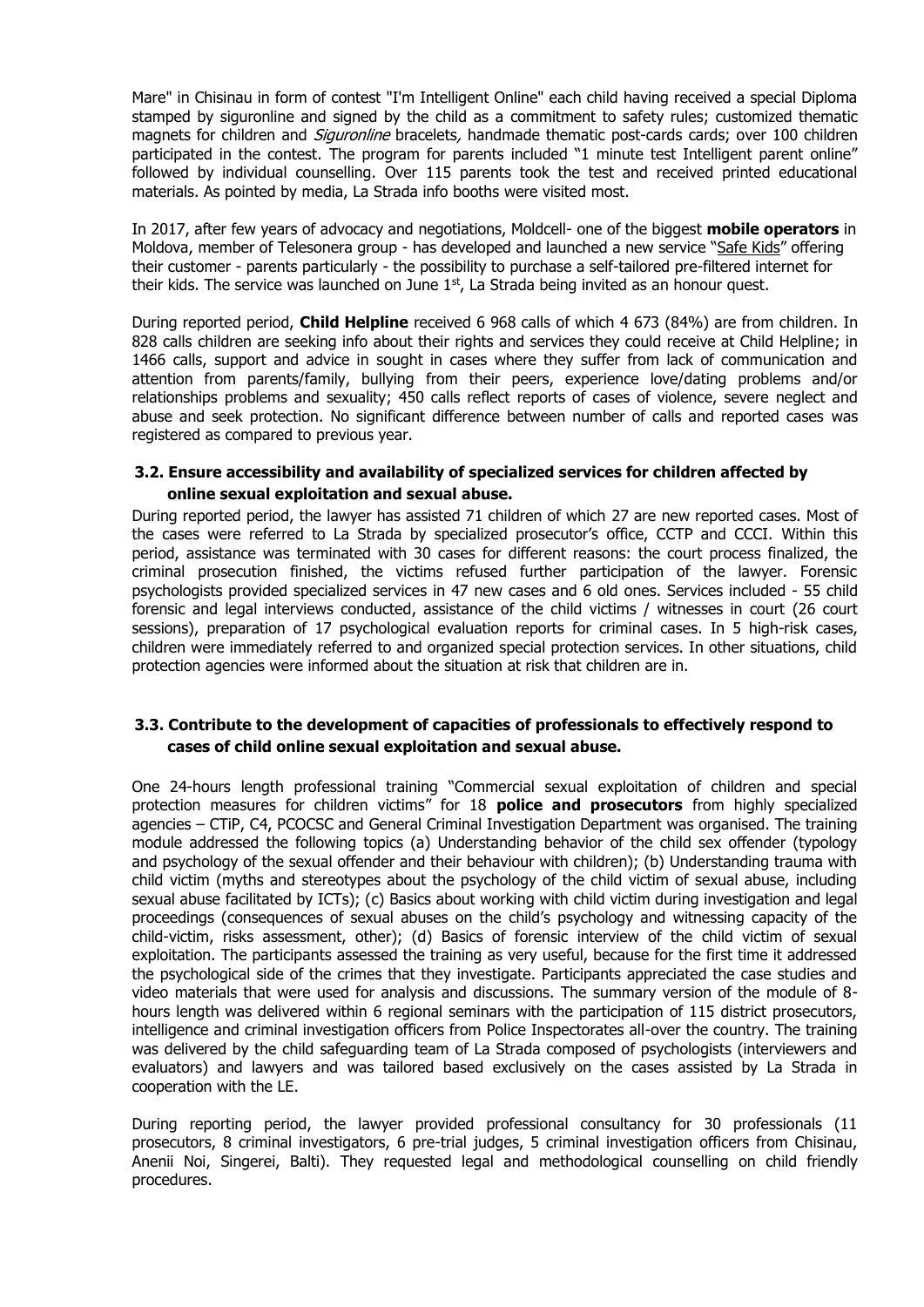Mare" in Chisinau in form of contest "I'm Intelligent Online" each child having received a special Diploma stamped by siguronline and signed by the child as a commitment to safety rules; customized thematic magnets for children and *Siguronline* bracelets*,* handmade thematic post-cards cards; over 100 children participated in the contest. The program for parents included "1 minute test Intelligent parent online" followed by individual counselling. Over 115 parents took the test and received printed educational materials. As pointed by media, La Strada info booths were visited most.

In 2017, after few years of advocacy and negotiations, Moldcell- one of the biggest **mobile operators** in Moldova, member of Telesonera group - has developed and launched a new service "Safe Kids" offering their customer - parents particularly - the possibility to purchase a self-tailored pre-filtered internet for their kids. The service was launched on June 1st, La Strada being invited as an honour quest.

During reported period, **Child Helpline** received 6 968 calls of which 4 673 (84%) are from children. In 828 calls children are seeking info about their rights and services they could receive at Child Helpline; in 1466 calls, support and advice in sought in cases where they suffer from lack of communication and attention from parents/family, bullying from their peers, experience love/dating problems and/or relationships problems and sexuality; 450 calls reflect reports of cases of violence, severe neglect and abuse and seek protection. No significant difference between number of calls and reported cases was registered as compared to previous year.

### 3.2. Ensure accessibility and availability of specialized services for children affected by online sexual exploitation and sexual abuse.

During reported period, the lawyer has assisted 71 children of which 27 are new reported cases. Most of the cases were referred to La Strada by specialized prosecutor's office, CCTP and CCCI. Within this period, assistance was terminated with 30 cases for different reasons: the court process finalized, the criminal prosecution finished, the victims refused further participation of the lawyer. Forensic psychologists provided specialized services in 47 new cases and 6 old ones. Services included - 55 child forensic and legal interviews conducted, assistance of the child victims / witnesses in court (26 court sessions), preparation of 17 psychological evaluation reports for criminal cases. In 5 high-risk cases, children were immediately referred to and organized special protection services. In other situations, child protection agencies were informed about the situation at risk that children are in.

### 3.3. Contribute to the development of capacities of professionals to effectively respond to cases of child online sexual exploitation and sexual abuse.

One 24-hours length professional training "Commercial sexual exploitation of children and special protection measures for children victims" for 18 **police and prosecutors** from highly specialized agencies – CTiP, C4, PCOCSC and General Criminal Investigation Department was organised. The training module addressed the following topics (a) Understanding behavior of the child sex offender (typology and psychology of the sexual offender and their behaviour with children); (b) Understanding trauma with child victim (myths and stereotypes about the psychology of the child victim of sexual abuse, including sexual abuse facilitated by ICTs); (c) Basics about working with child victim during investigation and legal proceedings (consequences of sexual abuses on the child's psychology and witnessing capacity of the child-victim, risks assessment, other); (d) Basics of forensic interview of the child victim of sexual exploitation. The participants assessed the training as very useful, because for the first time it addressed the psychological side of the crimes that they investigate. Participants appreciated the case studies and video materials that were used for analysis and discussions. The summary version of the module of 8-hours length was delivered within 6 regional seminars with the participation of 115 district prosecutors, intelligence and criminal investigation officers from Police Inspectorates all-over the country. The training was delivered by the child safeguarding team of La Strada composed of psychologists (interviewers and evaluators) and lawyers and was tailored based exclusively on the cases assisted by La Strada in cooperation with the LE.

During reporting period, the lawyer provided professional consultancy for 30 professionals (11 prosecutors, 8 criminal investigators, 6 pre-trial judges, 5 criminal investigation officers from Chisinau, Anenii Noi, Singerei, Balti). They requested legal and methodological counselling on child friendly procedures.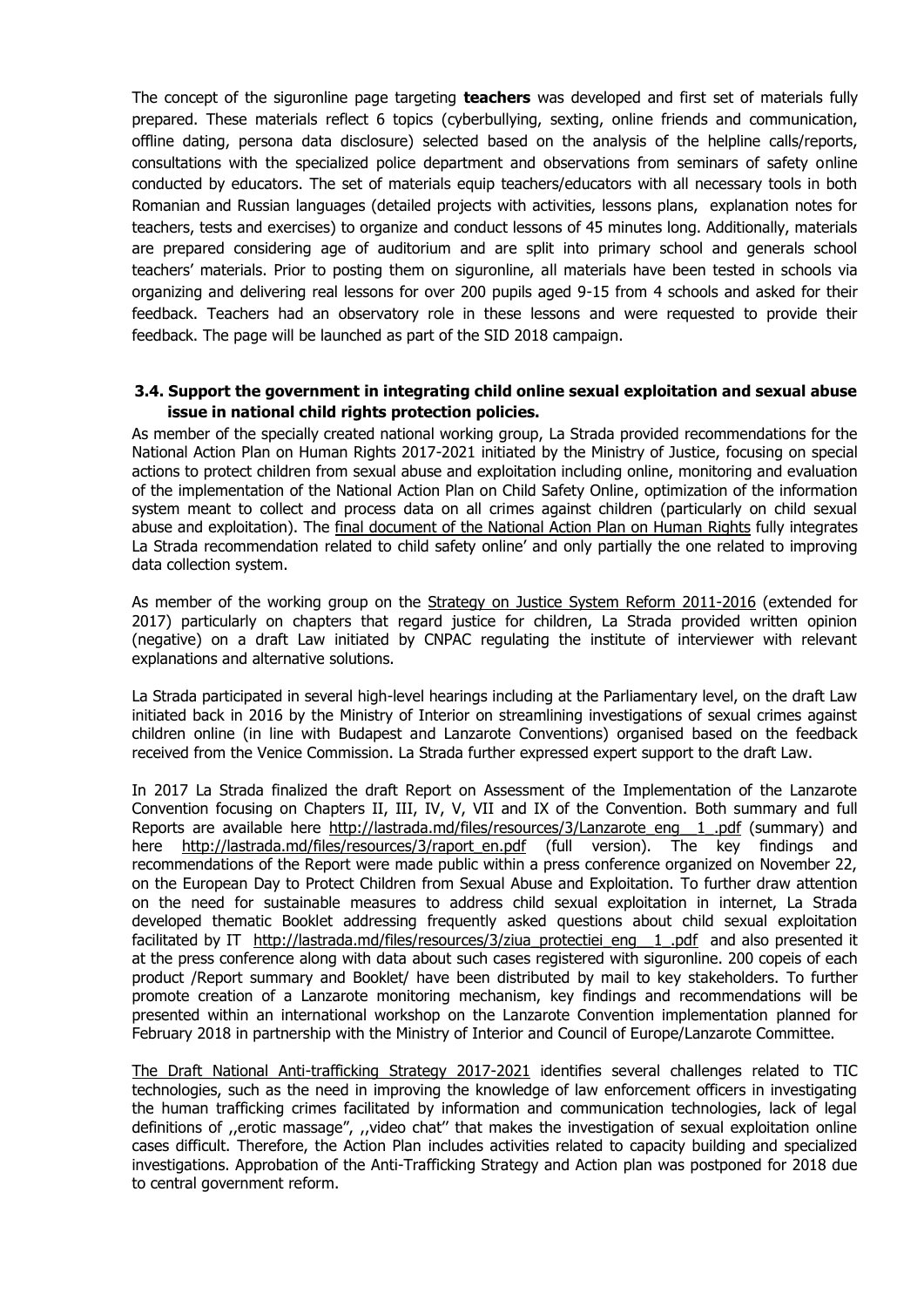The concept of the siguronline page targeting **teachers** was developed and first set of materials fully prepared. These materials reflect 6 topics (cyberbullying, sexting, online friends and communication, offline dating, persona data disclosure) selected based on the analysis of the helpline calls/reports, consultations with the specialized police department and observations from seminars of safety online conducted by educators. The set of materials equip teachers/educators with all necessary tools in both Romanian and Russian languages (detailed projects with activities, lessons plans, explanation notes for teachers, tests and exercises) to organize and conduct lessons of 45 minutes long. Additionally, materials are prepared considering age of auditorium and are split into primary school and generals school teachers' materials. Prior to posting them on siguronline, all materials have been tested in schools via organizing and delivering real lessons for over 200 pupils aged 9-15 from 4 schools and asked for their feedback. Teachers had an observatory role in these lessons and were requested to provide their feedback. The page will be launched as part of the SID 2018 campaign.

### 3.4. Support the government in integrating child online sexual exploitation and sexual abuse issue in national child rights protection policies.

As member of the specially created national working group, La Strada provided recommendations for the National Action Plan on Human Rights 2017-2021 initiated by the Ministry of Justice, focusing on special actions to protect children from sexual abuse and exploitation including online, monitoring and evaluation of the implementation of the National Action Plan on Child Safety Online, optimization of the information system meant to collect and process data on all crimes against children (particularly on child sexual abuse and exploitation). The final document of the National Action Plan on Human Rights fully integrates La Strada recommendation related to child safety online' and only partially the one related to improving data collection system.

As member of the working group on the Strategy on Justice System Reform 2011-2016 (extended for 2017) particularly on chapters that regard justice for children, La Strada provided written opinion (negative) on a draft Law initiated by CNPAC regulating the institute of interviewer with relevant explanations and alternative solutions.

La Strada participated in several high-level hearings including at the Parliamentary level, on the draft Law initiated back in 2016 by the Ministry of Interior on streamlining investigations of sexual crimes against children online (in line with Budapest and Lanzarote Conventions) organised based on the feedback received from the Venice Commission. La Strada further expressed expert support to the draft Law.

In 2017 La Strada finalized the draft Report on Assessment of the Implementation of the Lanzarote Convention focusing on Chapters II, III, IV, V, VII and IX of the Convention. Both summary and full Reports are available here http://lastrada.md/files/resources/3/Lanzarote_eng__1_.pdf (summary) and here http://lastrada.md/files/resources/3/raport_en.pdf (full version). The key findings and recommendations of the Report were made public within a press conference organized on November 22, on the European Day to Protect Children from Sexual Abuse and Exploitation. To further draw attention on the need for sustainable measures to address child sexual exploitation in internet, La Strada developed thematic Booklet addressing frequently asked questions about child sexual exploitation facilitated by IT http://lastrada.md/files/resources/3/ziua_protectiei_eng__1_.pdf and also presented it at the press conference along with data about such cases registered with siguronline. 200 copeis of each product /Report summary and Booklet/ have been distributed by mail to key stakeholders. To further promote creation of a Lanzarote monitoring mechanism, key findings and recommendations will be presented within an international workshop on the Lanzarote Convention implementation planned for February 2018 in partnership with the Ministry of Interior and Council of Europe/Lanzarote Committee.

The Draft National Anti-trafficking Strategy 2017-2021 identifies several challenges related to TIC technologies, such as the need in improving the knowledge of law enforcement officers in investigating the human trafficking crimes facilitated by information and communication technologies, lack of legal definitions of ,,erotic massage", ,,video chat" that makes the investigation of sexual exploitation online cases difficult. Therefore, the Action Plan includes activities related to capacity building and specialized investigations. Approbation of the Anti-Trafficking Strategy and Action plan was postponed for 2018 due to central government reform.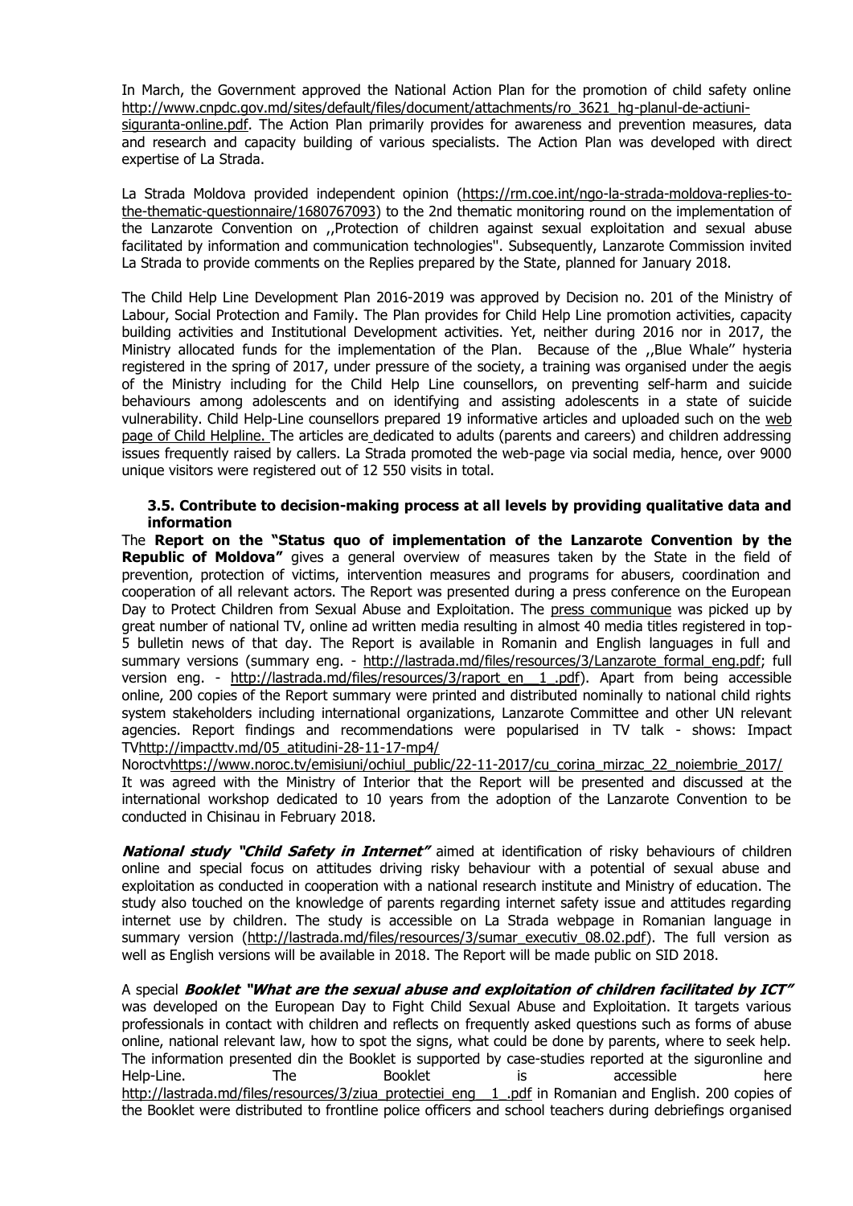In March, the Government approved the National Action Plan for the promotion of child safety online http://www.cnpdc.gov.md/sites/default/files/document/attachments/ro_3621_hg-planul-de-actiuni-siguranta-online.pdf. The Action Plan primarily provides for awareness and prevention measures, data and research and capacity building of various specialists. The Action Plan was developed with direct expertise of La Strada.

La Strada Moldova provided independent opinion (https://rm.coe.int/ngo-la-strada-moldova-replies-to-the-thematic-questionnaire/1680767093) to the 2nd thematic monitoring round on the implementation of the Lanzarote Convention on ,,Protection of children against sexual exploitation and sexual abuse facilitated by information and communication technologies". Subsequently, Lanzarote Commission invited La Strada to provide comments on the Replies prepared by the State, planned for January 2018.

The Child Help Line Development Plan 2016-2019 was approved by Decision no. 201 of the Ministry of Labour, Social Protection and Family. The Plan provides for Child Help Line promotion activities, capacity building activities and Institutional Development activities. Yet, neither during 2016 nor in 2017, the Ministry allocated funds for the implementation of the Plan. Because of the ,,Blue Whale'' hysteria registered in the spring of 2017, under pressure of the society, a training was organised under the aegis of the Ministry including for the Child Help Line counsellors, on preventing self-harm and suicide behaviours among adolescents and on identifying and assisting adolescents in a state of suicide vulnerability. Child Help-Line counsellors prepared 19 informative articles and uploaded such on the web page of Child Helpline. The articles are dedicated to adults (parents and careers) and children addressing issues frequently raised by callers. La Strada promoted the web-page via social media, hence, over 9000 unique visitors were registered out of 12 550 visits in total.

### 3.5. Contribute to decision-making process at all levels by providing qualitative data and information

The **Report on the "Status quo of implementation of the Lanzarote Convention by the Republic of Moldova"** gives a general overview of measures taken by the State in the field of prevention, protection of victims, intervention measures and programs for abusers, coordination and cooperation of all relevant actors. The Report was presented during a press conference on the European Day to Protect Children from Sexual Abuse and Exploitation. The press communique was picked up by great number of national TV, online ad written media resulting in almost 40 media titles registered in top-5 bulletin news of that day. The Report is available in Romanin and English languages in full and summary versions (summary eng. - http://lastrada.md/files/resources/3/Lanzarote_formal_eng.pdf; full version eng. - http://lastrada.md/files/resources/3/raport_en__1_.pdf). Apart from being accessible online, 200 copies of the Report summary were printed and distributed nominally to national child rights system stakeholders including international organizations, Lanzarote Committee and other UN relevant agencies. Report findings and recommendations were popularised in TV talk - shows: Impact TVhttp://impacttv.md/05_atitudini-28-11-17-mp4/ Noroctvhttps://www.noroc.tv/emisiuni/ochiul_public/22-11-2017/cu_corina_mirzac_22_noiembrie_2017/ It was agreed with the Ministry of Interior that the Report will be presented and discussed at the international workshop dedicated to 10 years from the adoption of the Lanzarote Convention to be conducted in Chisinau in February 2018.

***National study "Child Safety in Internet"*** aimed at identification of risky behaviours of children online and special focus on attitudes driving risky behaviour with a potential of sexual abuse and exploitation as conducted in cooperation with a national research institute and Ministry of education. The study also touched on the knowledge of parents regarding internet safety issue and attitudes regarding internet use by children. The study is accessible on La Strada webpage in Romanian language in summary version (http://lastrada.md/files/resources/3/sumar_executiv_08.02.pdf). The full version as well as English versions will be available in 2018. The Report will be made public on SID 2018.

A special ***Booklet "What are the sexual abuse and exploitation of children facilitated by ICT"*** was developed on the European Day to Fight Child Sexual Abuse and Exploitation. It targets various professionals in contact with children and reflects on frequently asked questions such as forms of abuse online, national relevant law, how to spot the signs, what could be done by parents, where to seek help. The information presented din the Booklet is supported by case-studies reported at the siguronline and Help-Line. The Booklet is accessible here http://lastrada.md/files/resources/3/ziua_protectiei_eng__1_.pdf in Romanian and English. 200 copies of the Booklet were distributed to frontline police officers and school teachers during debriefings organised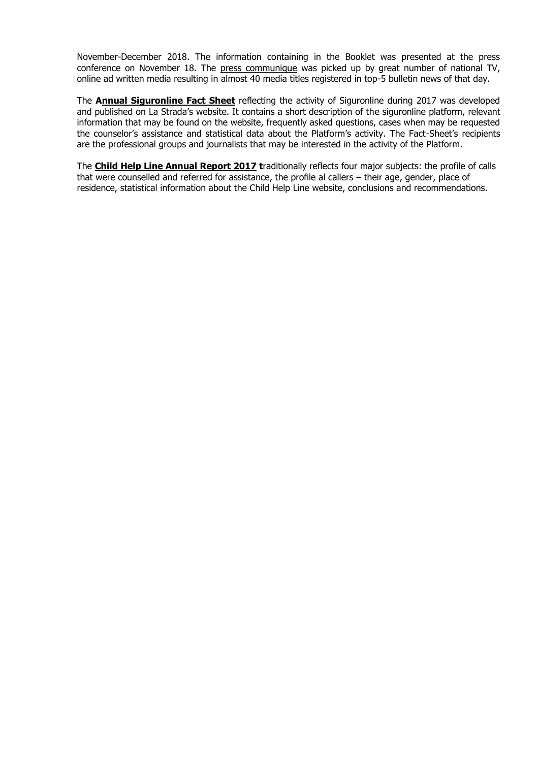November-December 2018. The information containing in the Booklet was presented at the press conference on November 18. The press communique was picked up by great number of national TV, online ad written media resulting in almost 40 media titles registered in top-5 bulletin news of that day.

The **Annual Siguronline Fact Sheet** reflecting the activity of Siguronline during 2017 was developed and published on La Strada's website. It contains a short description of the siguronline platform, relevant information that may be found on the website, frequently asked questions, cases when may be requested the counselor's assistance and statistical data about the Platform's activity. The Fact-Sheet's recipients are the professional groups and journalists that may be interested in the activity of the Platform.

The **Child Help Line Annual Report 2017 t**raditionally reflects four major subjects: the profile of calls that were counselled and referred for assistance, the profile al callers – their age, gender, place of residence, statistical information about the Child Help Line website, conclusions and recommendations.